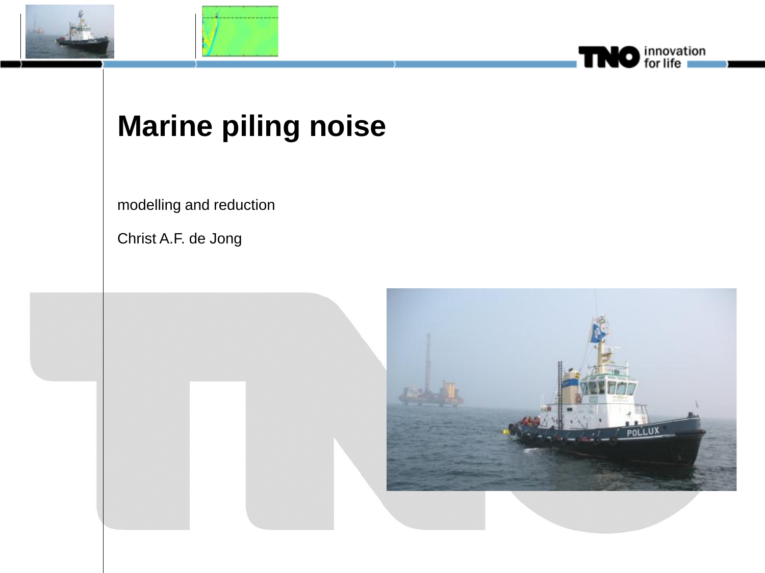# Marine piling noise

modelling and reduction

Christ A.F. de Jong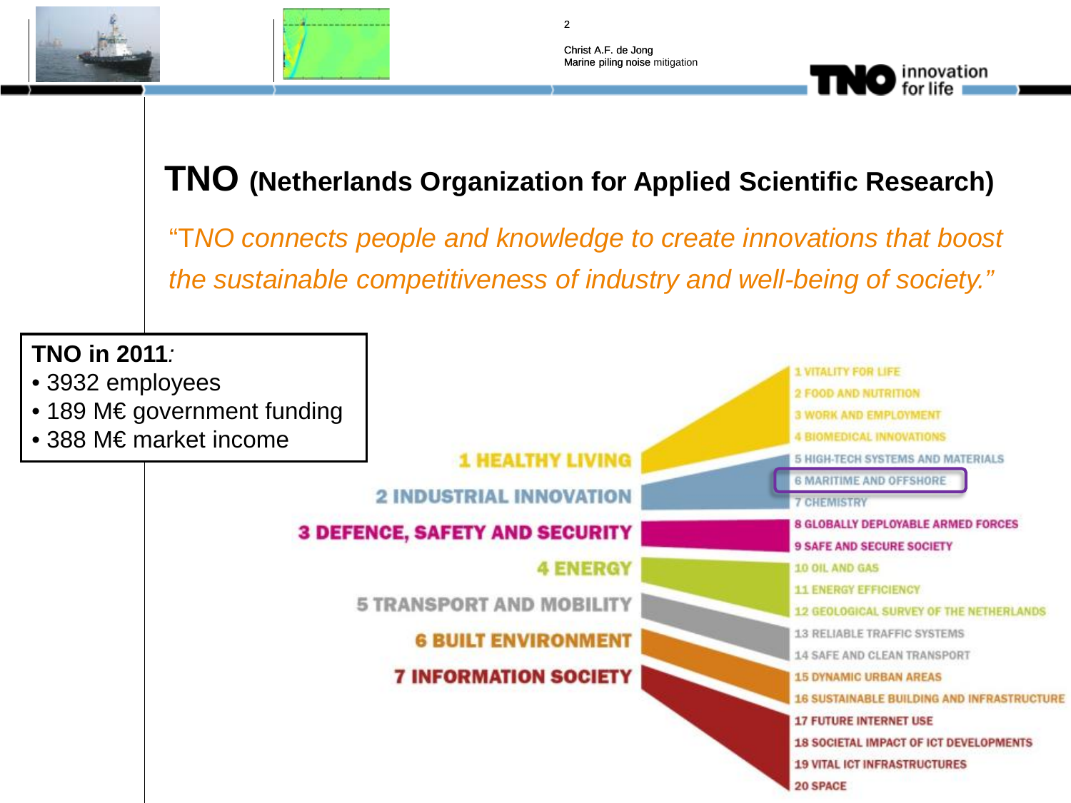# TNO (Netherlands Organization for Applied Scientific Research)

*"TNO connects people and knowledge to create innovations that boost the sustainable competitiveness of industry and well-being of society."*

**TNO in 2011:**

- 3932 employees
- 189 M€ government funding
- 388 M€ market income

1 HEALTHY LIVING

- 1 VITALITY FOR LIFE
- 2 FOOD AND NUTRITION
- 3 WORK AND EMPLOYMENT
- 4 BIOMEDICAL INNOVATIONS

2 INDUSTRIAL INNOVATION

- 5 HIGH-TECH SYSTEMS AND MATERIALS
- 6 MARITIME AND OFFSHORE
- 7 CHEMISTRY

3 DEFENCE, SAFETY AND SECURITY

- 8 GLOBALLY DEPLOYABLE ARMED FORCES
- 9 SAFE AND SECURE SOCIETY

4 ENERGY

- 10 OIL AND GAS
- 11 ENERGY EFFICIENCY
- 12 GEOLOGICAL SURVEY OF THE NETHERLANDS

5 TRANSPORT AND MOBILITY

- 13 RELIABLE TRAFFIC SYSTEMS
- 14 SAFE AND CLEAN TRANSPORT

6 BUILT ENVIRONMENT

- 15 DYNAMIC URBAN AREAS
- 16 SUSTAINABLE BUILDING AND INFRASTRUCTURE

7 INFORMATION SOCIETY

- 17 FUTURE INTERNET USE
- 18 SOCIETAL IMPACT OF ICT DEVELOPMENTS
- 19 VITAL ICT INFRASTRUCTURES
- 20 SPACE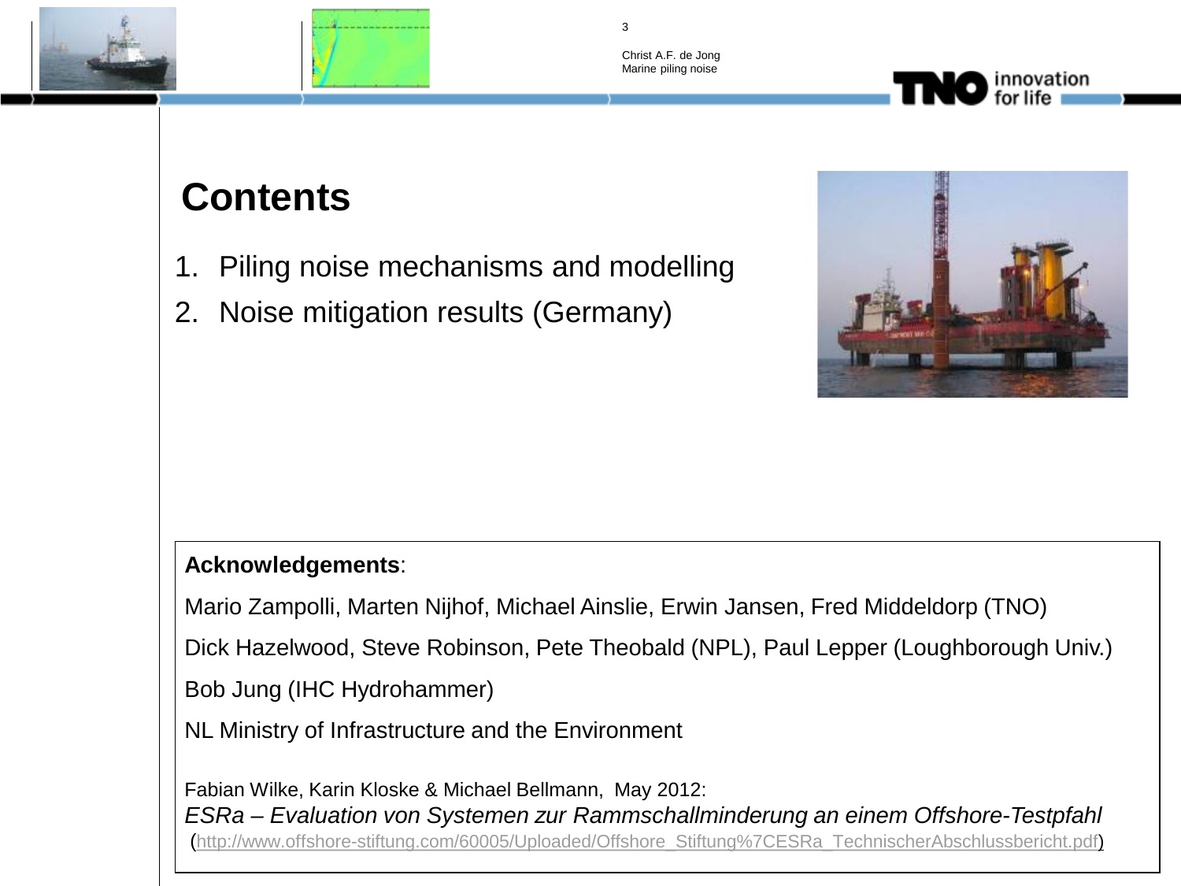# Contents

1. Piling noise mechanisms and modelling
2. Noise mitigation results (Germany)

**Acknowledgements**:

Mario Zampolli, Marten Nijhof, Michael Ainslie, Erwin Jansen, Fred Middeldorp (TNO)

Dick Hazelwood, Steve Robinson, Pete Theobald (NPL), Paul Lepper (Loughborough Univ.)

Bob Jung (IHC Hydrohammer)

NL Ministry of Infrastructure and the Environment

Fabian Wilke, Karin Kloske & Michael Bellmann, May 2012:
*ESRa – Evaluation von Systemen zur Rammschallminderung an einem Offshore-Testpfahl*
(http://www.offshore-stiftung.com/60005/Uploaded/Offshore_Stiftung%7CESRa_TechnischerAbschlussbericht.pdf)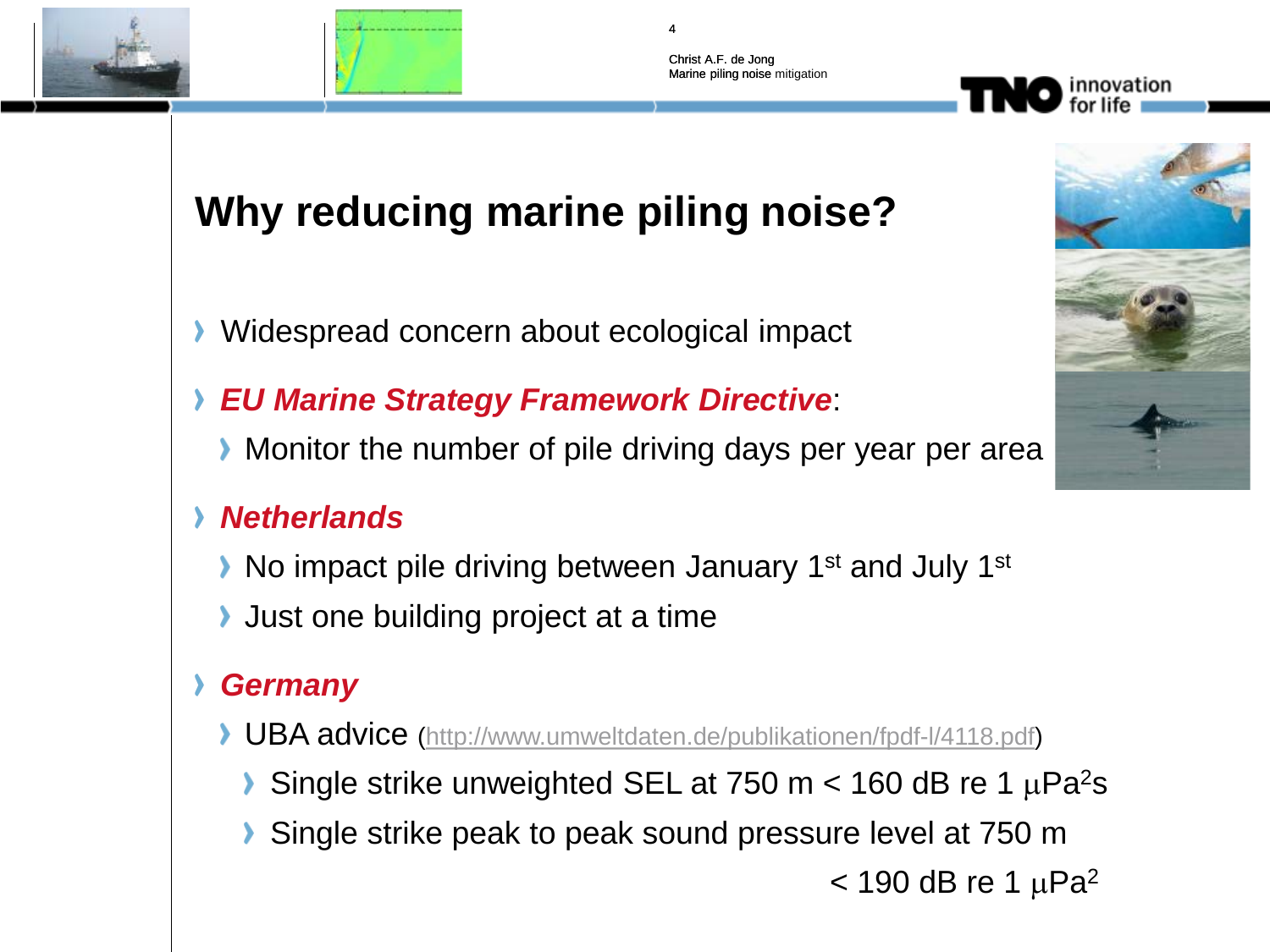# Why reducing marine piling noise?

- Widespread concern about ecological impact
- ***EU Marine Strategy Framework Directive***:
  - Monitor the number of pile driving days per year per area
- ***Netherlands***
  - No impact pile driving between January 1st and July 1st
  - Just one building project at a time
- ***Germany***
  - UBA advice (http://www.umweltdaten.de/publikationen/fpdf-l/4118.pdf)
    - Single strike unweighted SEL at 750 m < 160 dB re 1 $\mu Pa^2 s$
    - Single strike peak to peak sound pressure level at 750 m < 190 dB re 1 $\mu Pa^2$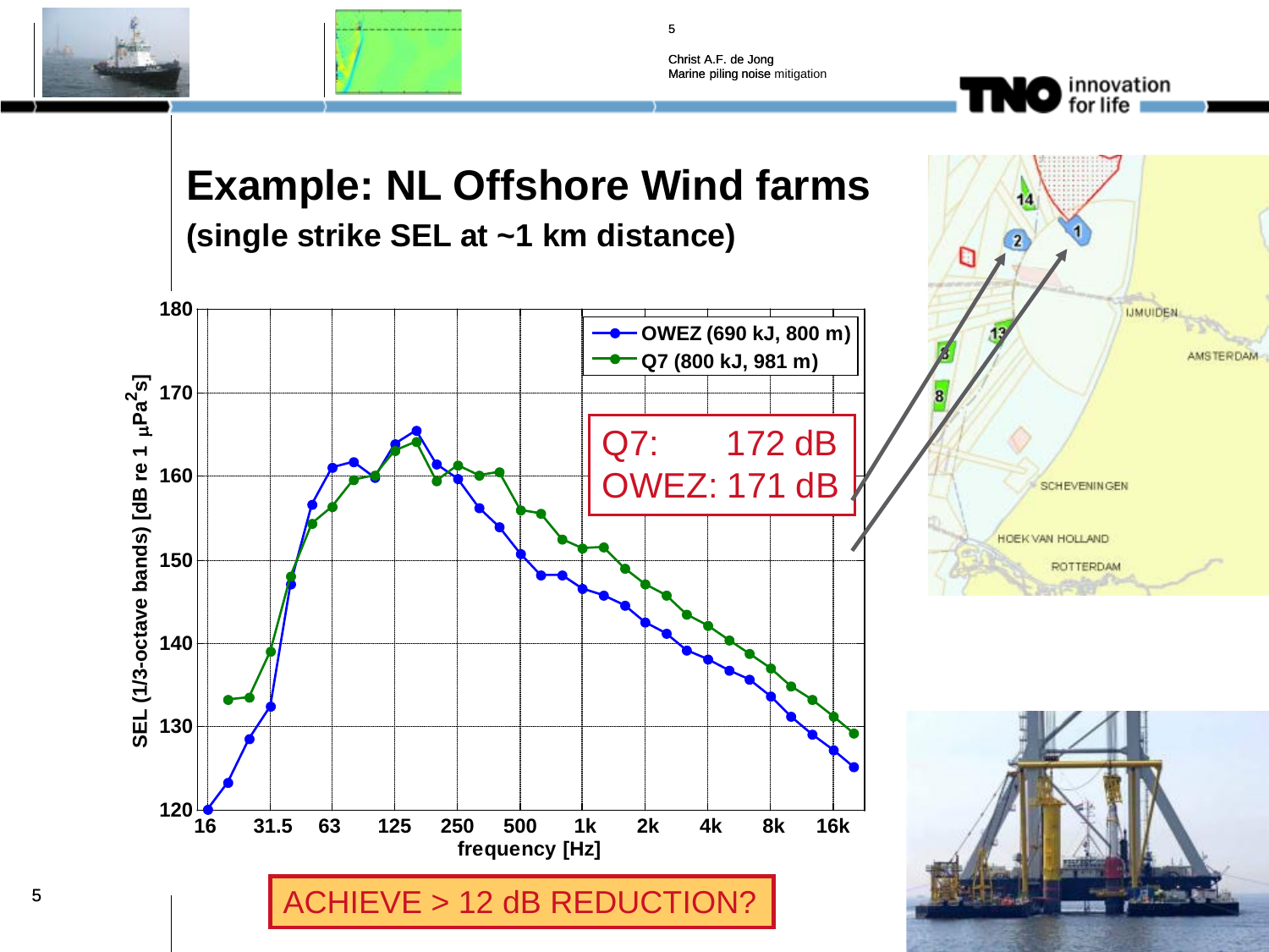# Example: NL Offshore Wind farms

**(single strike SEL at ~1 km distance)**

SEL (1/3-octave bands) [dB re 1 $\mu Pa^2 s$]

frequency [Hz]

- OWEZ (690 kJ, 800 m)
- Q7 (800 kJ, 981 m)

Q7: 172 dB
OWEZ: 171 dB

ACHIEVE > 12 dB REDUCTION?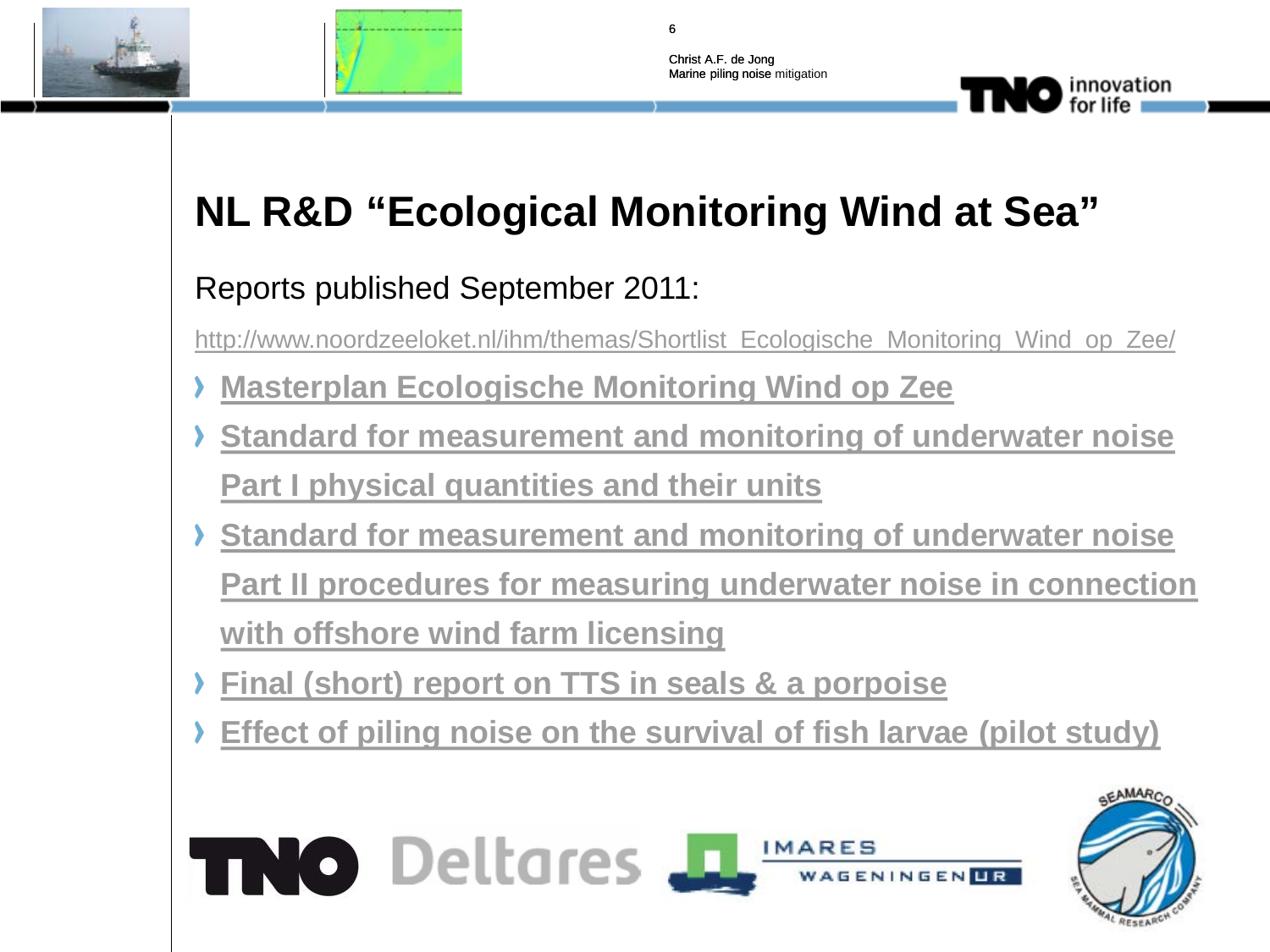# NL R&D "Ecological Monitoring Wind at Sea"

Reports published September 2011:

http://www.noordzeeloket.nl/ihm/themas/Shortlist_Ecologische_Monitoring_Wind_op_Zee/

- Masterplan Ecologische Monitoring Wind op Zee
- Standard for measurement and monitoring of underwater noise Part I physical quantities and their units
- Standard for measurement and monitoring of underwater noise Part II procedures for measuring underwater noise in connection with offshore wind farm licensing
- Final (short) report on TTS in seals & a porpoise
- Effect of piling noise on the survival of fish larvae (pilot study)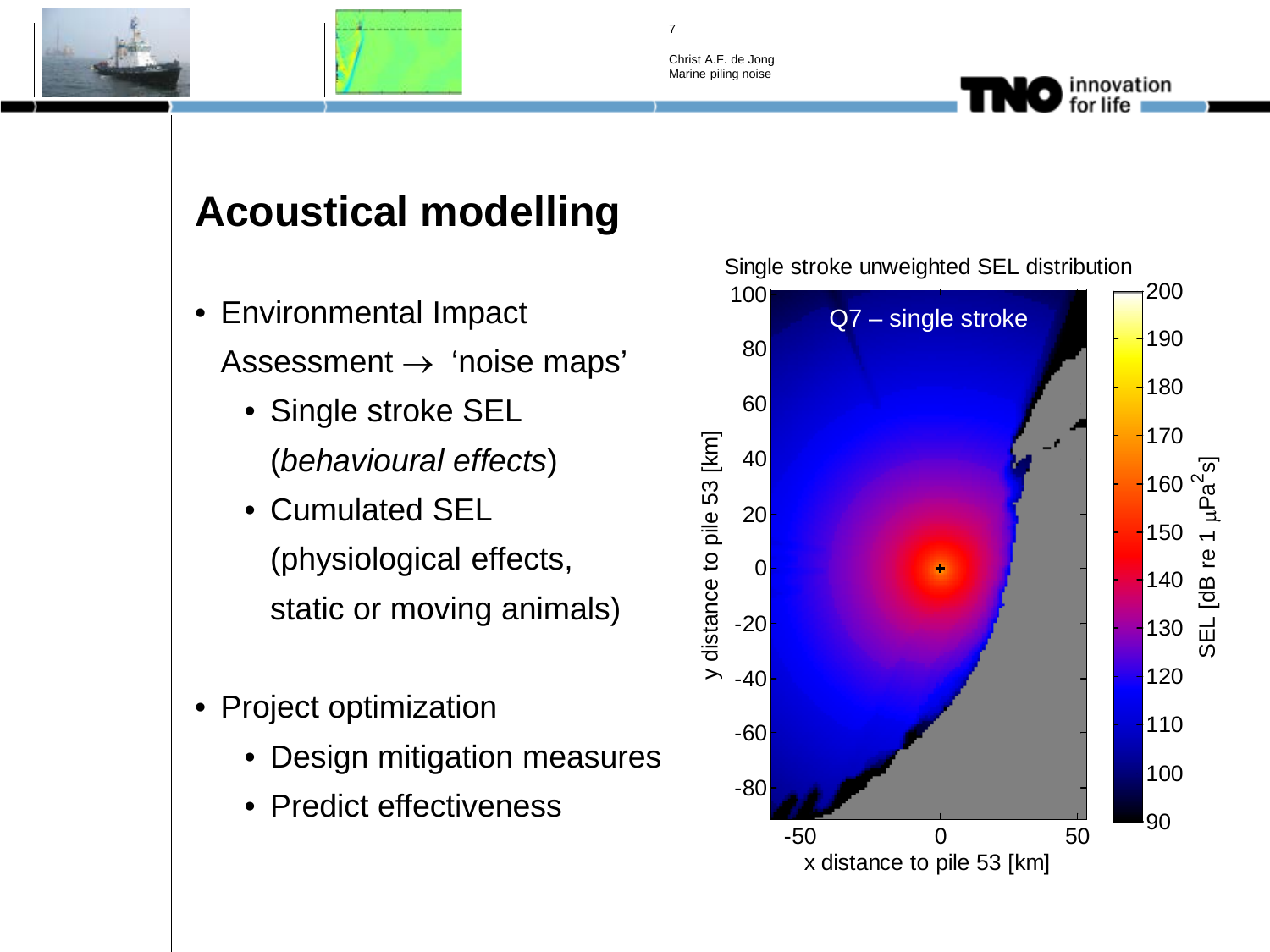# Acoustical modelling

- Environmental Impact Assessment → 'noise maps'
  - Single stroke SEL (*behavioural effects*)
  - Cumulated SEL (physiological effects, static or moving animals)
- Project optimization
  - Design mitigation measures
  - Predict effectiveness

Single stroke unweighted SEL distribution

Q7 – single stroke

y distance to pile 53 [km]

x distance to pile 53 [km]

SEL [dB re 1 $\mu Pa^2 s$]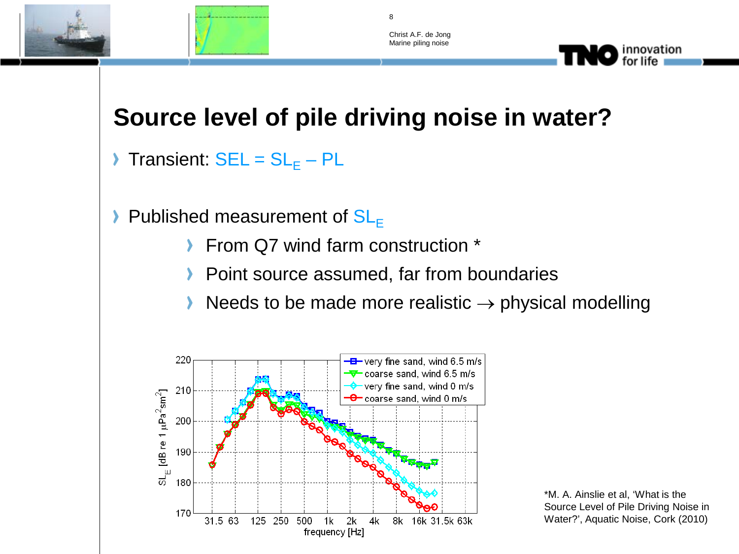# Source level of pile driving noise in water?

- Transient: $SEL = SL_E - PL$

- Published measurement of $SL_E$
  - From Q7 wind farm construction *
  - Point source assumed, far from boundaries
  - Needs to be made more realistic → physical modelling

*M. A. Ainslie et al, 'What is the Source Level of Pile Driving Noise in Water?', Aquatic Noise, Cork (2010)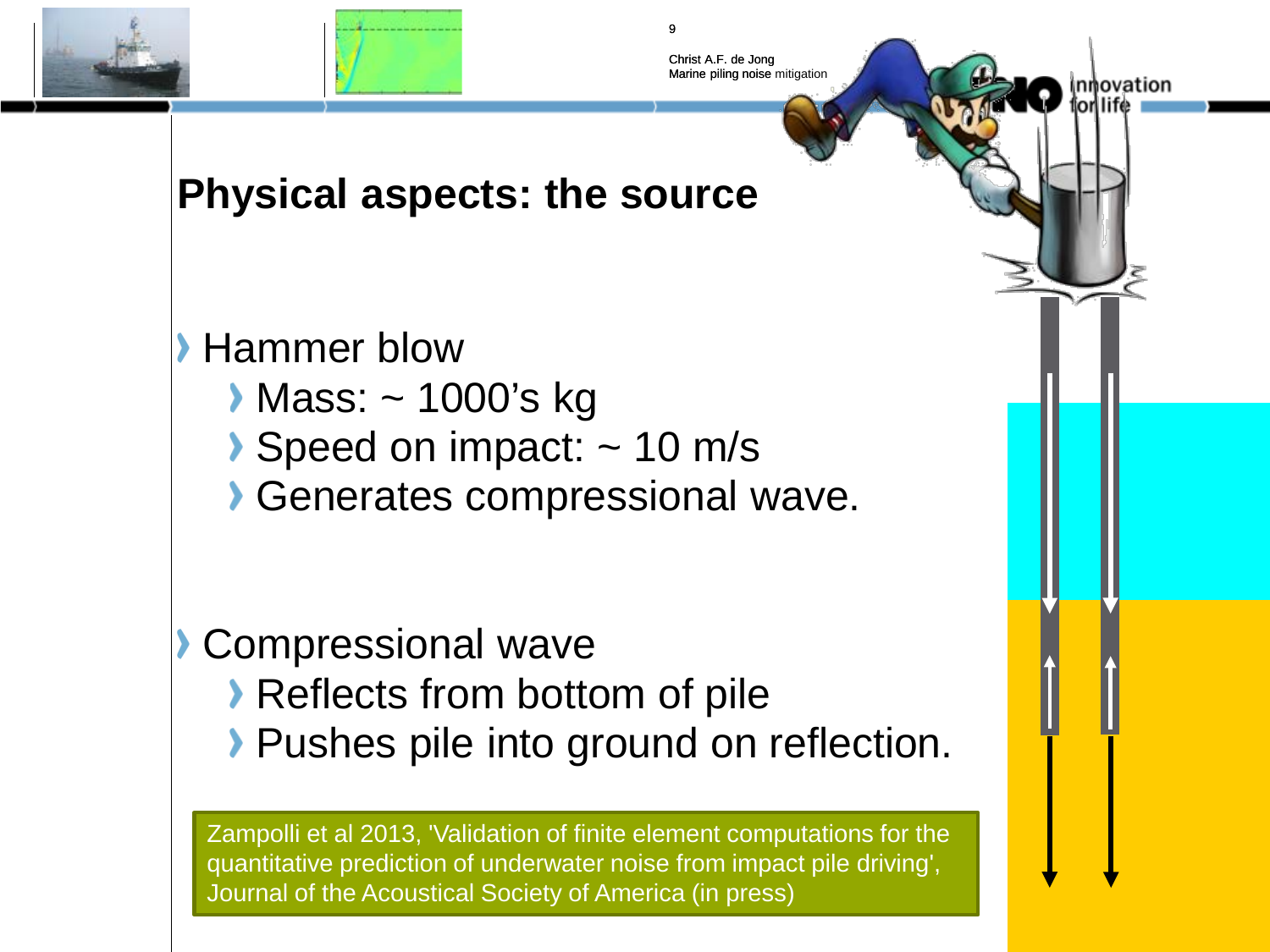# Physical aspects: the source

- Hammer blow
  - Mass: ~ 1000's kg
  - Speed on impact: ~ 10 m/s
  - Generates compressional wave.

- Compressional wave
  - Reflects from bottom of pile
  - Pushes pile into ground on reflection.

Zampolli et al 2013, 'Validation of finite element computations for the quantitative prediction of underwater noise from impact pile driving', Journal of the Acoustical Society of America (in press)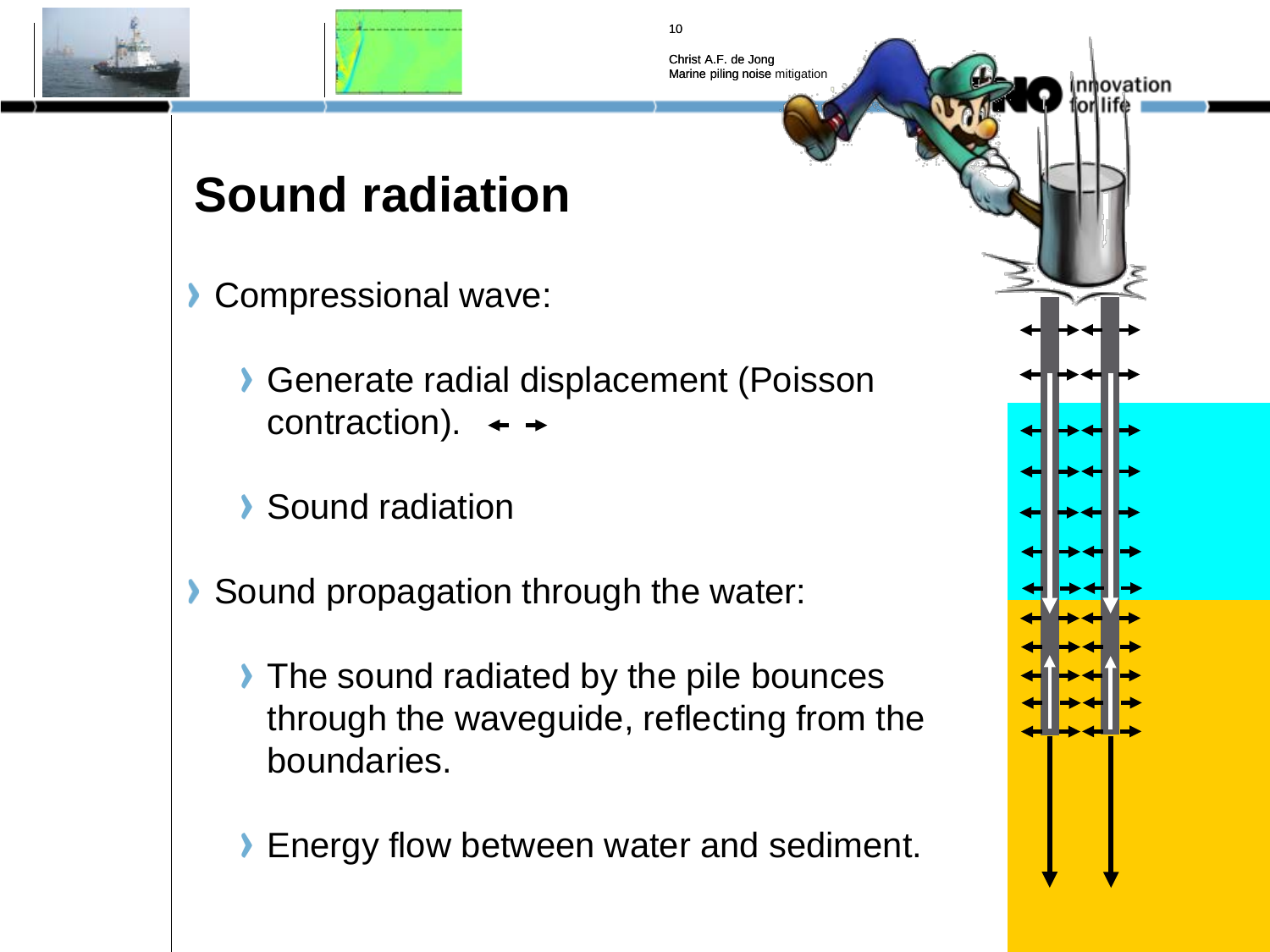# Sound radiation

- Compressional wave:
  - Generate radial displacement (Poisson contraction). ← →
  - Sound radiation
- Sound propagation through the water:
  - The sound radiated by the pile bounces through the waveguide, reflecting from the boundaries.
  - Energy flow between water and sediment.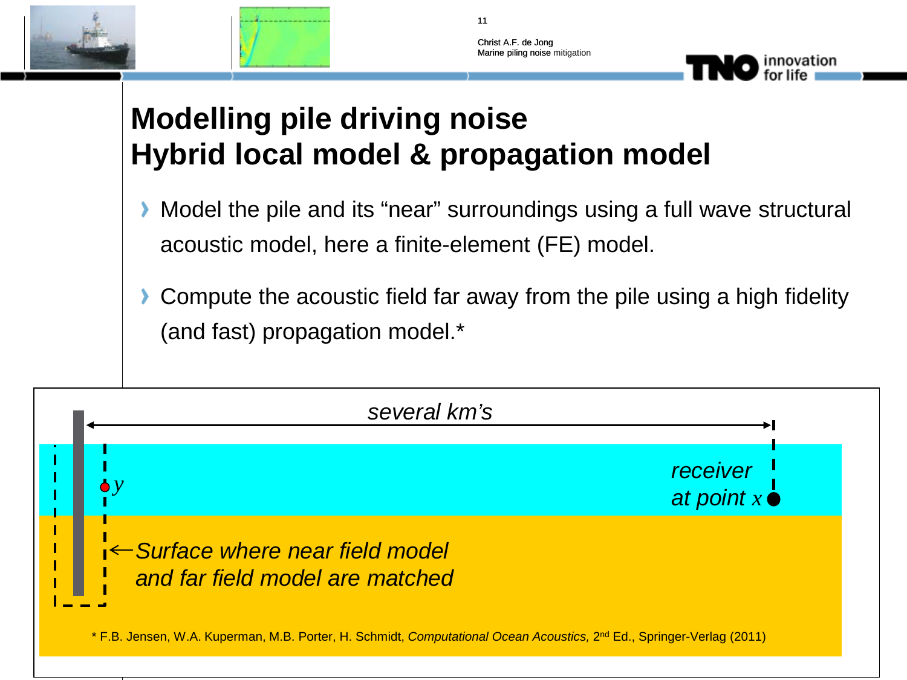# Modelling pile driving noise
# Hybrid local model & propagation model

- Model the pile and its "near" surroundings using a full wave structural acoustic model, here a finite-element (FE) model.
- Compute the acoustic field far away from the pile using a high fidelity (and fast) propagation model.*

*several km's*

$y$

*receiver at point $x$*

*Surface where near field model and far field model are matched*

\* F.B. Jensen, W.A. Kuperman, M.B. Porter, H. Schmidt, *Computational Ocean Acoustics,* 2nd Ed., Springer-Verlag (2011)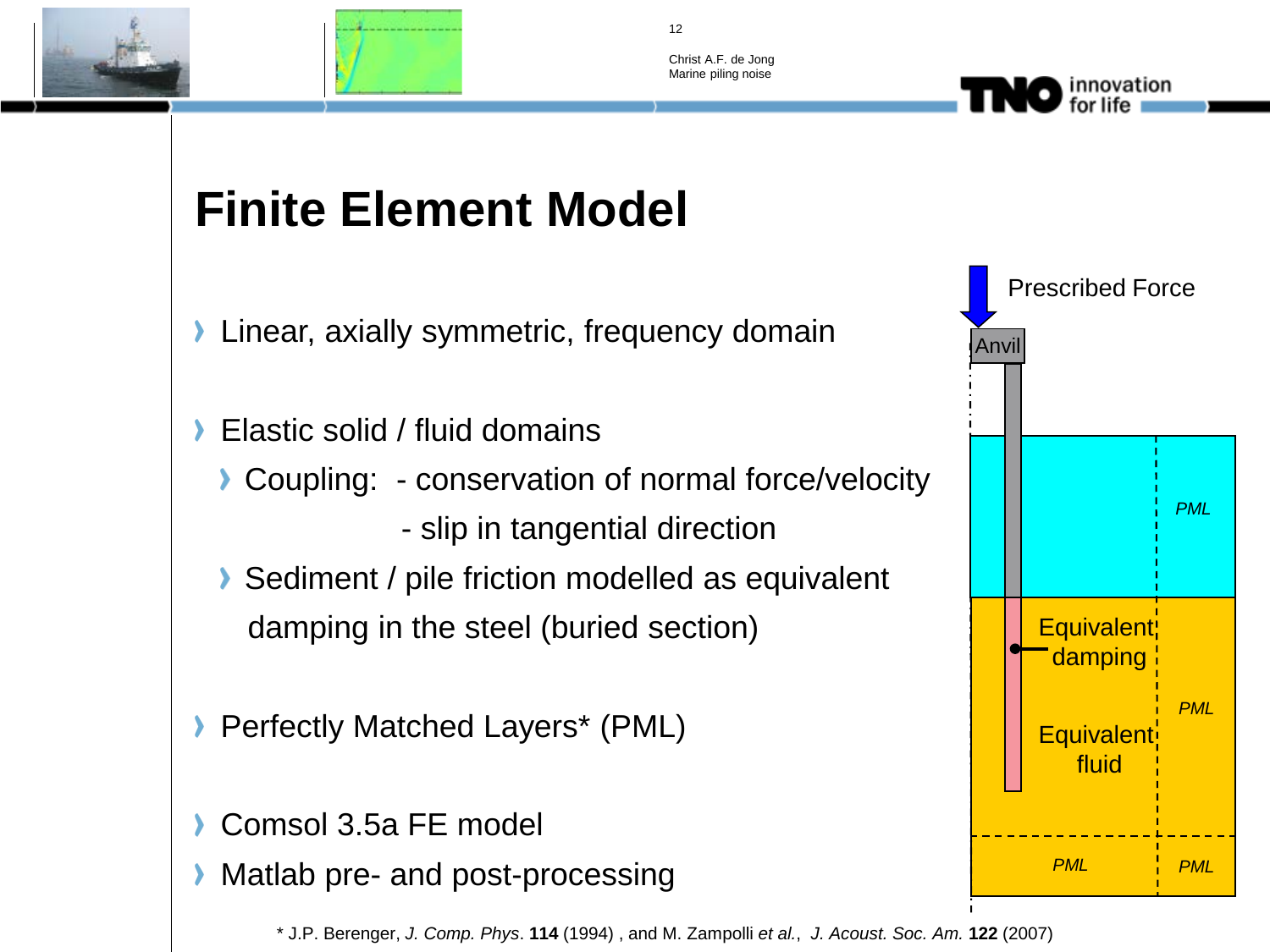# Finite Element Model

- Linear, axially symmetric, frequency domain
- Elastic solid / fluid domains
  - Coupling: - conservation of normal force/velocity
    - slip in tangential direction
  - Sediment / pile friction modelled as equivalent damping in the steel (buried section)
- Perfectly Matched Layers* (PML)
- Comsol 3.5a FE model
- Matlab pre- and post-processing

Prescribed Force

Anvil

PML

Equivalent damping

PML

Equivalent fluid

PML

PML

\* J.P. Berenger, *J. Comp. Phys*. **114** (1994) , and M. Zampolli *et al.*, *J. Acoust. Soc. Am.* **122** (2007)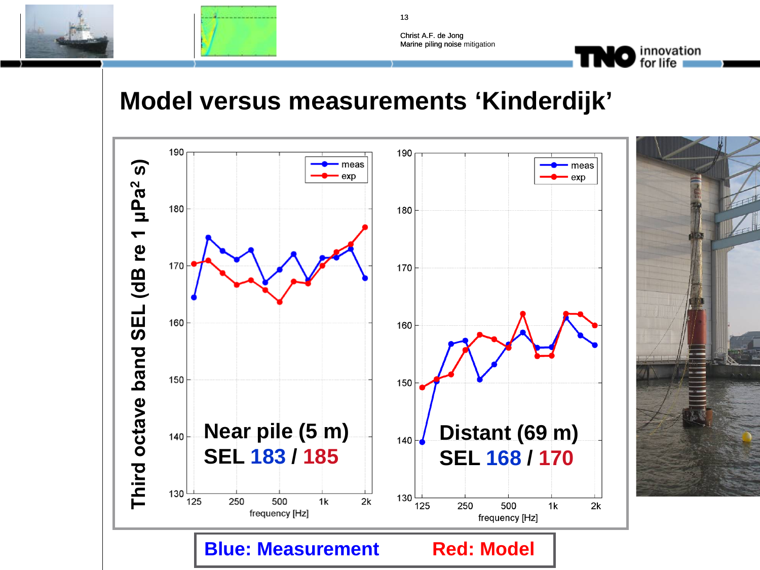# Model versus measurements 'Kinderdijk'

Near pile (5 m)
SEL **183** / **185**

Distant (69 m)
SEL **168** / **170**

**Blue: Measurement** **Red: Model**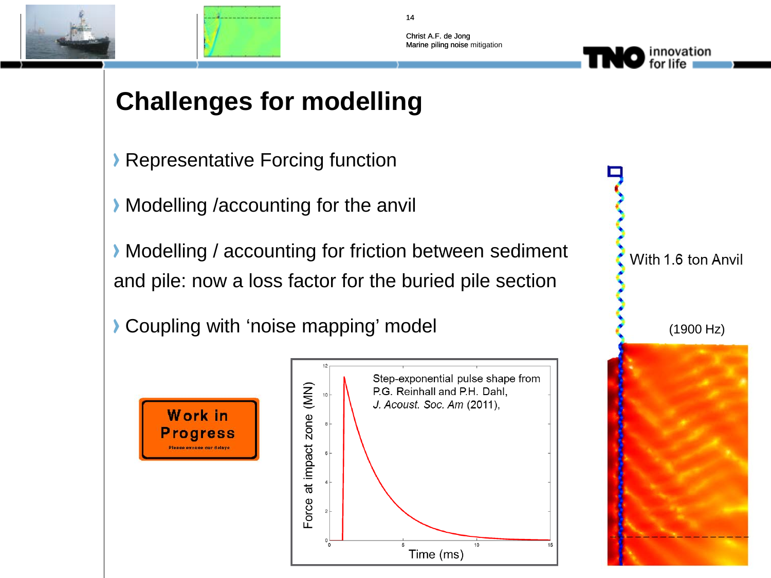# Challenges for modelling

- Representative Forcing function
- Modelling /accounting for the anvil
- Modelling / accounting for friction between sediment and pile: now a loss factor for the buried pile section
- Coupling with 'noise mapping' model

Work in Progress

Please excuse our delays

Step-exponential pulse shape from P.G. Reinhall and P.H. Dahl, *J. Acoust. Soc. Am* (2011),

Force at impact zone (MN)

Time (ms)

With 1.6 ton Anvil

(1900 Hz)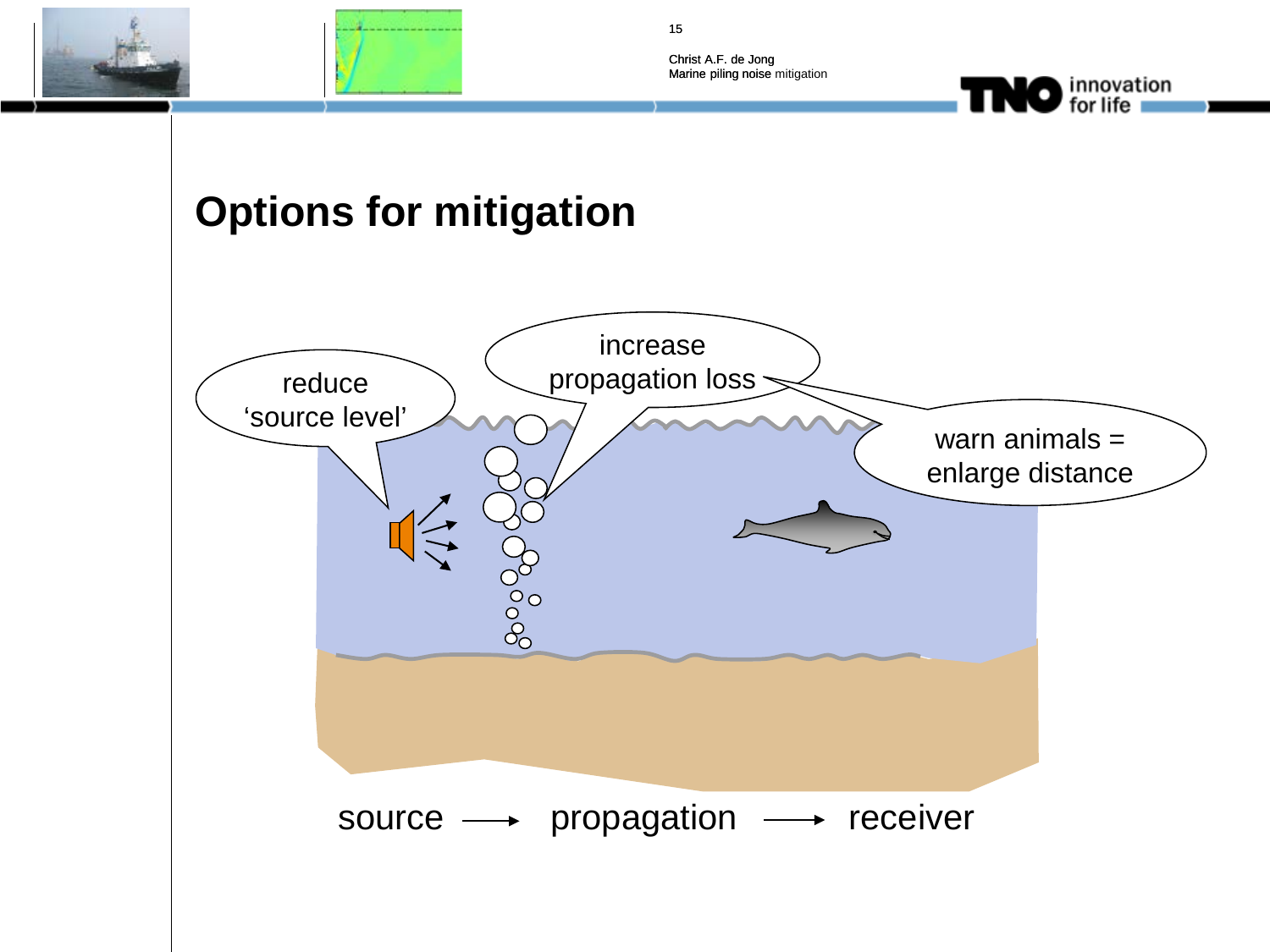# Options for mitigation

reduce 'source level'

increase propagation loss

warn animals = enlarge distance

source ⟶ propagation ⟶ receiver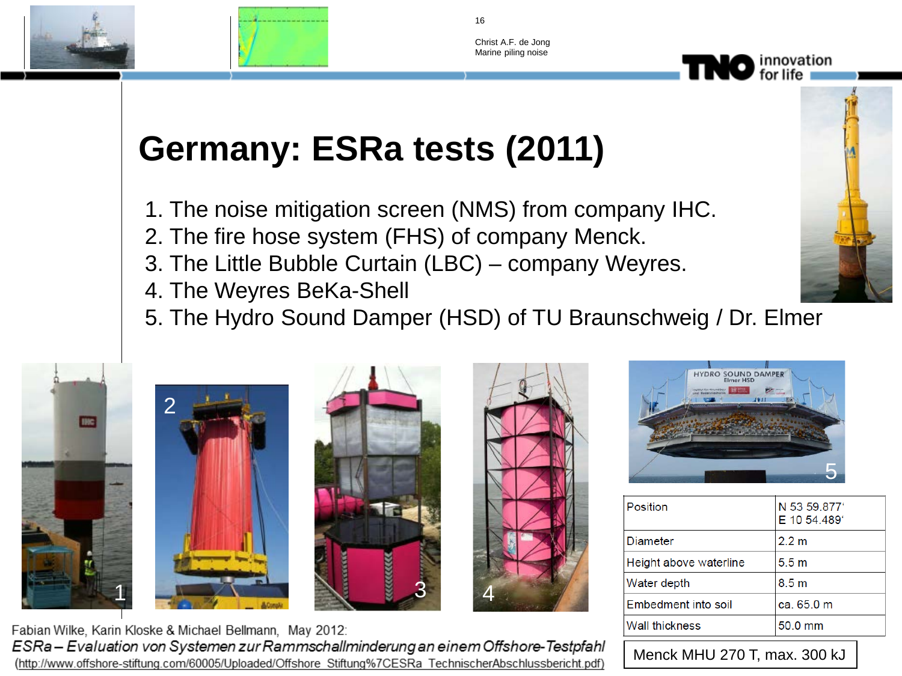# Germany: ESRa tests (2011)

1. The noise mitigation screen (NMS) from company IHC.
2. The fire hose system (FHS) of company Menck.
3. The Little Bubble Curtain (LBC) – company Weyres.
4. The Weyres BeKa-Shell
5. The Hydro Sound Damper (HSD) of TU Braunschweig / Dr. Elmer

| Position | N 53 59.877' E 10 54.489' |
|---|---|
| Diameter | 2.2 m |
| Height above waterline | 5.5 m |
| Water depth | 8.5 m |
| Embedment into soil | ca. 65.0 m |
| Wall thickness | 50.0 mm |

Menck MHU 270 T, max. 300 kJ

Fabian Wilke, Karin Kloske & Michael Bellmann, May 2012:
*ESRa – Evaluation von Systemen zur Rammschallminderung an einem Offshore-Testpfahl*
(http://www.offshore-stiftung.com/60005/Uploaded/Offshore_Stiftung%7CESRa_TechnischerAbschlussbericht.pdf)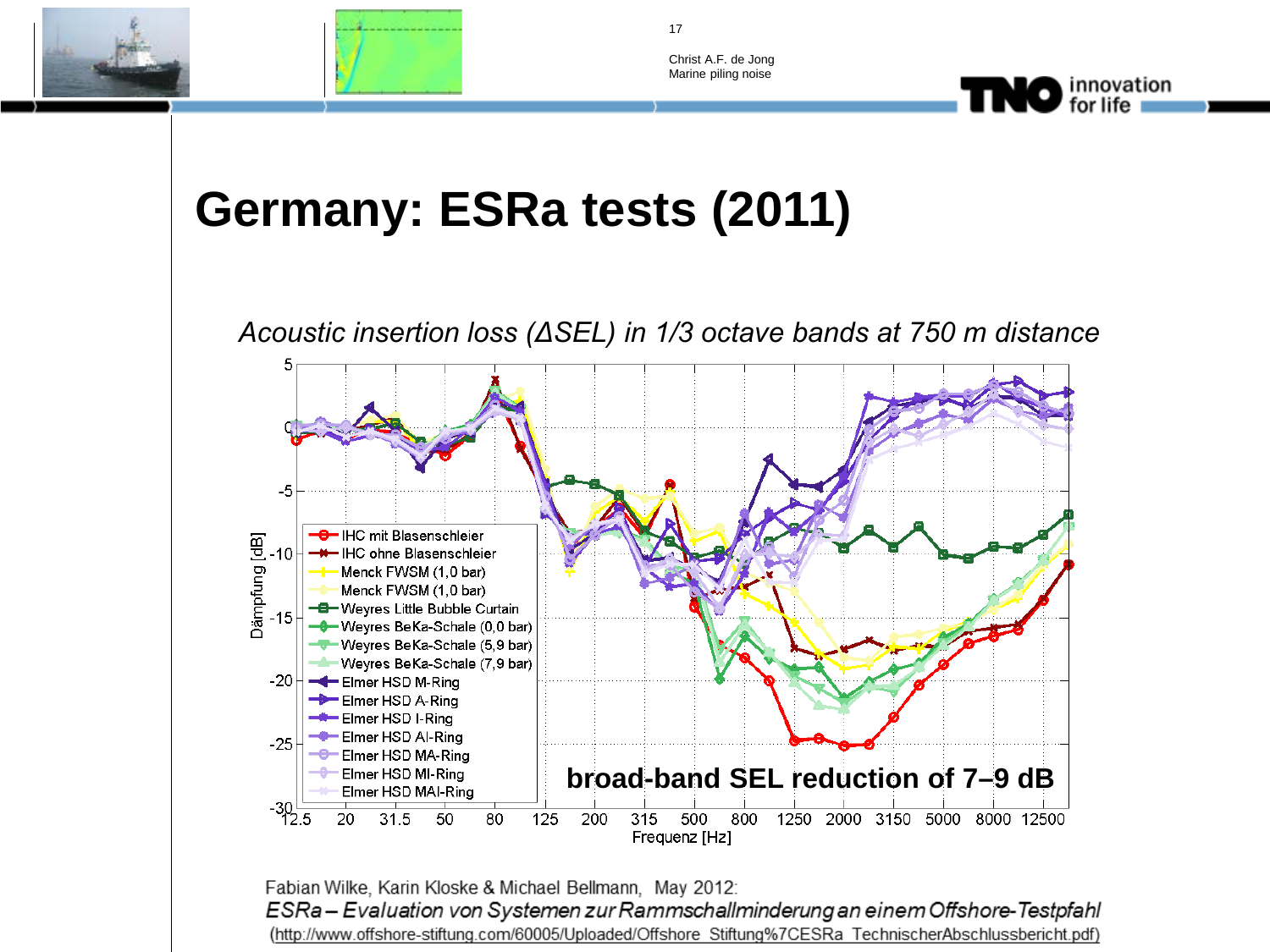# Germany: ESRa tests (2011)

*Acoustic insertion loss (ΔSEL) in 1/3 octave bands at 750 m distance*

**broad-band SEL reduction of 7–9 dB**

Fabian Wilke, Karin Kloske & Michael Bellmann, May 2012:
*ESRa – Evaluation von Systemen zur Rammschallminderung an einem Offshore-Testpfahl*
(http://www.offshore-stiftung.com/60005/Uploaded/Offshore_Stiftung%7CESRa_TechnischerAbschlussbericht.pdf)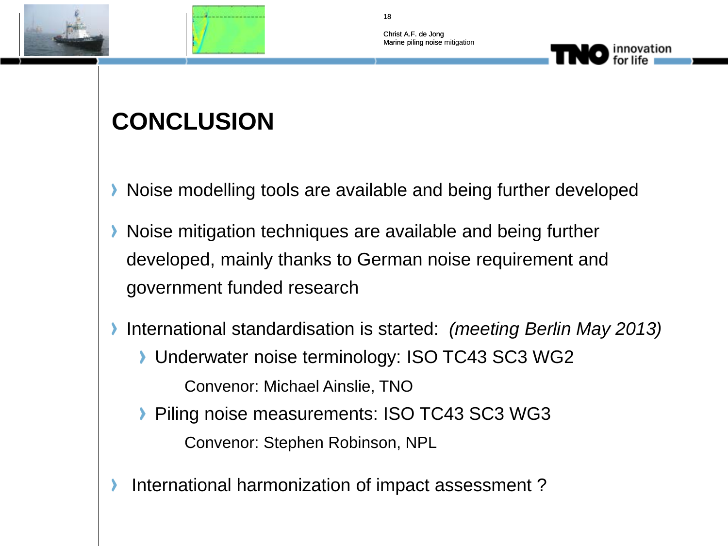# CONCLUSION

- Noise modelling tools are available and being further developed
- Noise mitigation techniques are available and being further developed, mainly thanks to German noise requirement and government funded research
- International standardisation is started: *(meeting Berlin May 2013)*
  - Underwater noise terminology: ISO TC43 SC3 WG2
    
    Convenor: Michael Ainslie, TNO
  - Piling noise measurements: ISO TC43 SC3 WG3
    
    Convenor: Stephen Robinson, NPL
- International harmonization of impact assessment ?